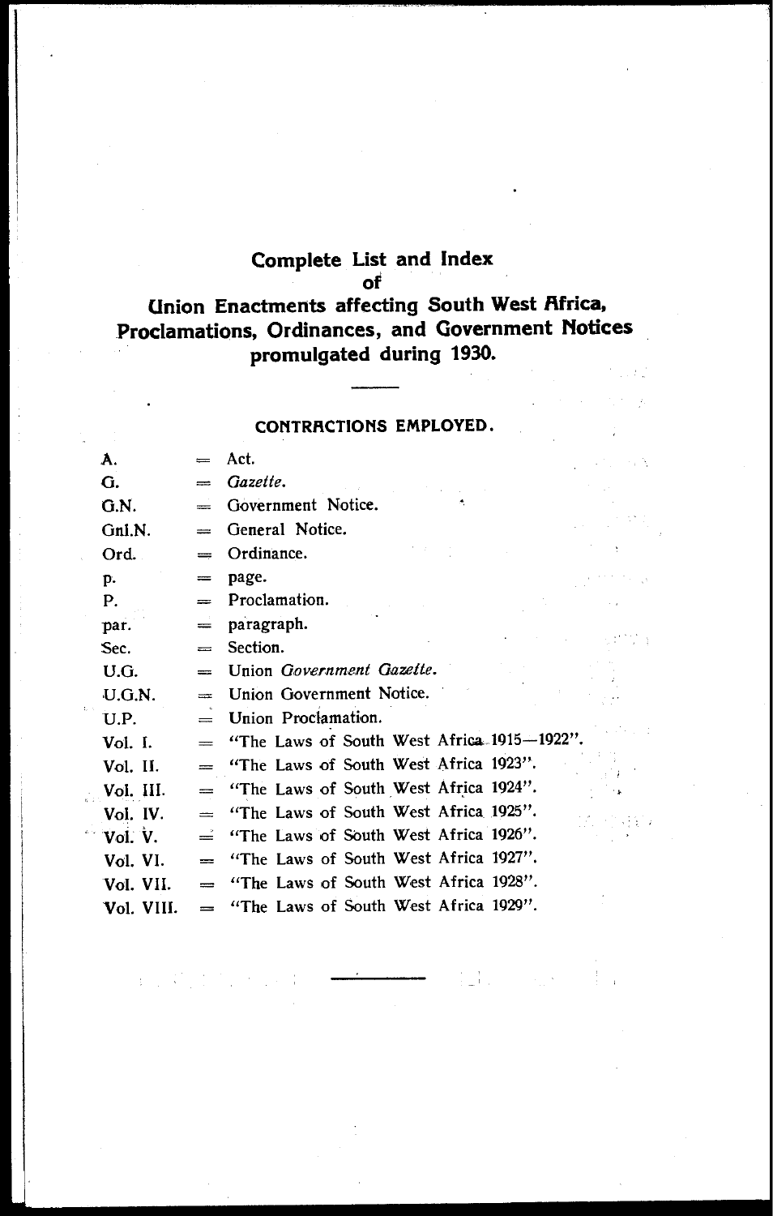# Complete List and Index of Union Enactments affecting South West Africa, Proclamations, Ordinances, and Government Notices promulgated during 1930.

## CONTRACTIONS EMPLOYED.

| | | |
|---|---|---|
| A. | = | Act. |
| G. | = | *Gazette.* |
| G.N. | = | Government Notice. |
| Gnl.N. | = | General Notice. |
| Ord. | = | Ordinance. |
| p. | = | page. |
| P. | = | Proclamation. |
| par. | = | paragraph. |
| Sec. | = | Section. |
| U.G. | = | Union *Government Gazette.* |
| U.G.N. | = | Union Government Notice. |
| U.P. | = | Union Proclamation. |
| Vol. I. | = | "The Laws of South West Africa 1915—1922". |
| Vol. II. | = | "The Laws of South West Africa 1923". |
| Vol. III. | = | "The Laws of South West Africa 1924". |
| Vol. IV. | = | "The Laws of South West Africa 1925". |
| Vol. V. | = | "The Laws of South West Africa 1926". |
| Vol. VI. | = | "The Laws of South West Africa 1927". |
| Vol. VII. | = | "The Laws of South West Africa 1928". |
| Vol. VIII. | = | "The Laws of South West Africa 1929". |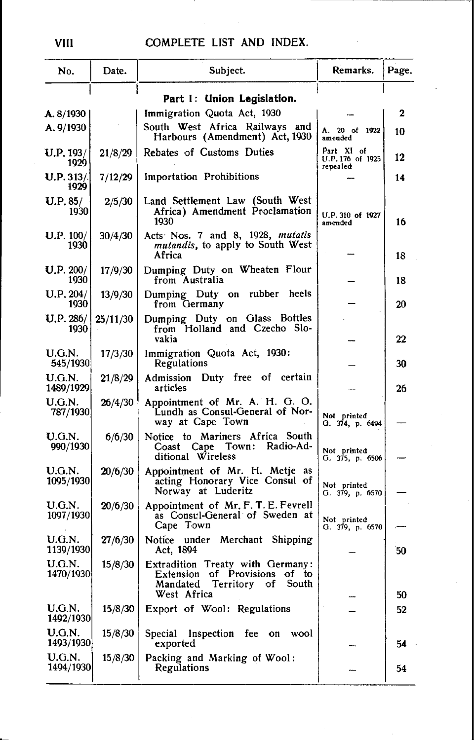## COMPLETE LIST AND INDEX.

| No. | Date. | Subject. | Remarks. | Page. |
|---|---|---|---|---|
| | | **Part I: Union Legislation.** | | |
| A. 8/1930 | | Immigration Quota Act, 1930 | — | 2 |
| A. 9/1930 | | South West Africa Railways and Harbours (Amendment) Act, 1930 | A. 20 of 1922 amended | 10 |
| U.P. 193/1929 | 21/8/29 | Rebates of Customs Duties | Part XI of U.P. 176 of 1925 repealed | 12 |
| U.P. 313/1929 | 7/12/29 | Importation Prohibitions | — | 14 |
| U.P. 85/1930 | 2/5/30 | Land Settlement Law (South West Africa) Amendment Proclamation 1930 | U.P. 310 of 1927 amended | 16 |
| U.P. 100/1930 | 30/4/30 | Acts Nos. 7 and 8, 1928, *mutatis mutandis*, to apply to South West Africa | — | 18 |
| U.P. 200/1930 | 17/9/30 | Dumping Duty on Wheaten Flour from Australia | — | 18 |
| U.P. 204/1930 | 13/9/30 | Dumping Duty on rubber heels from Germany | — | 20 |
| U.P. 286/1930 | 25/11/30 | Dumping Duty on Glass Bottles from Holland and Czecho Slovakia | — | 22 |
| U.G.N. 545/1930 | 17/3/30 | Immigration Quota Act, 1930: Regulations | — | 30 |
| U.G.N. 1489/1929 | 21/8/29 | Admission Duty free of certain articles | — | 26 |
| U.G.N. 787/1930 | 26/4/30 | Appointment of Mr. A. H. G. O. Lundh as Consul-General of Norway at Cape Town | Not printed G. 374, p. 6494 | — |
| U.G.N. 990/1930 | 6/6/30 | Notice to Mariners Africa South Coast Cape Town: Radio-Additional Wireless | Not printed G. 375, p. 6506 | — |
| U.G.N. 1095/1930 | 20/6/30 | Appointment of Mr. H. Metje as acting Honorary Vice Consul of Norway at Luderitz | Not printed G. 379, p. 6570 | — |
| U.G.N. 1097/1930 | 20/6/30 | Appointment of Mr. F. T. E. Fevrell as Consul-General of Sweden at Cape Town | Not printed G. 379, p. 6570 | — |
| U.G.N. 1139/1930 | 27/6/30 | Notice under Merchant Shipping Act, 1894 | — | 50 |
| U.G.N. 1470/1930 | 15/8/30 | Extradition Treaty with Germany: Extension of Provisions of to Mandated Territory of South West Africa | — | 50 |
| U.G.N. 1492/1930 | 15/8/30 | Export of Wool: Regulations | — | 52 |
| U.G.N. 1493/1930 | 15/8/30 | Special Inspection fee on wool exported | — | 54 |
| U.G.N. 1494/1930 | 15/8/30 | Packing and Marking of Wool: Regulations | — | 54 |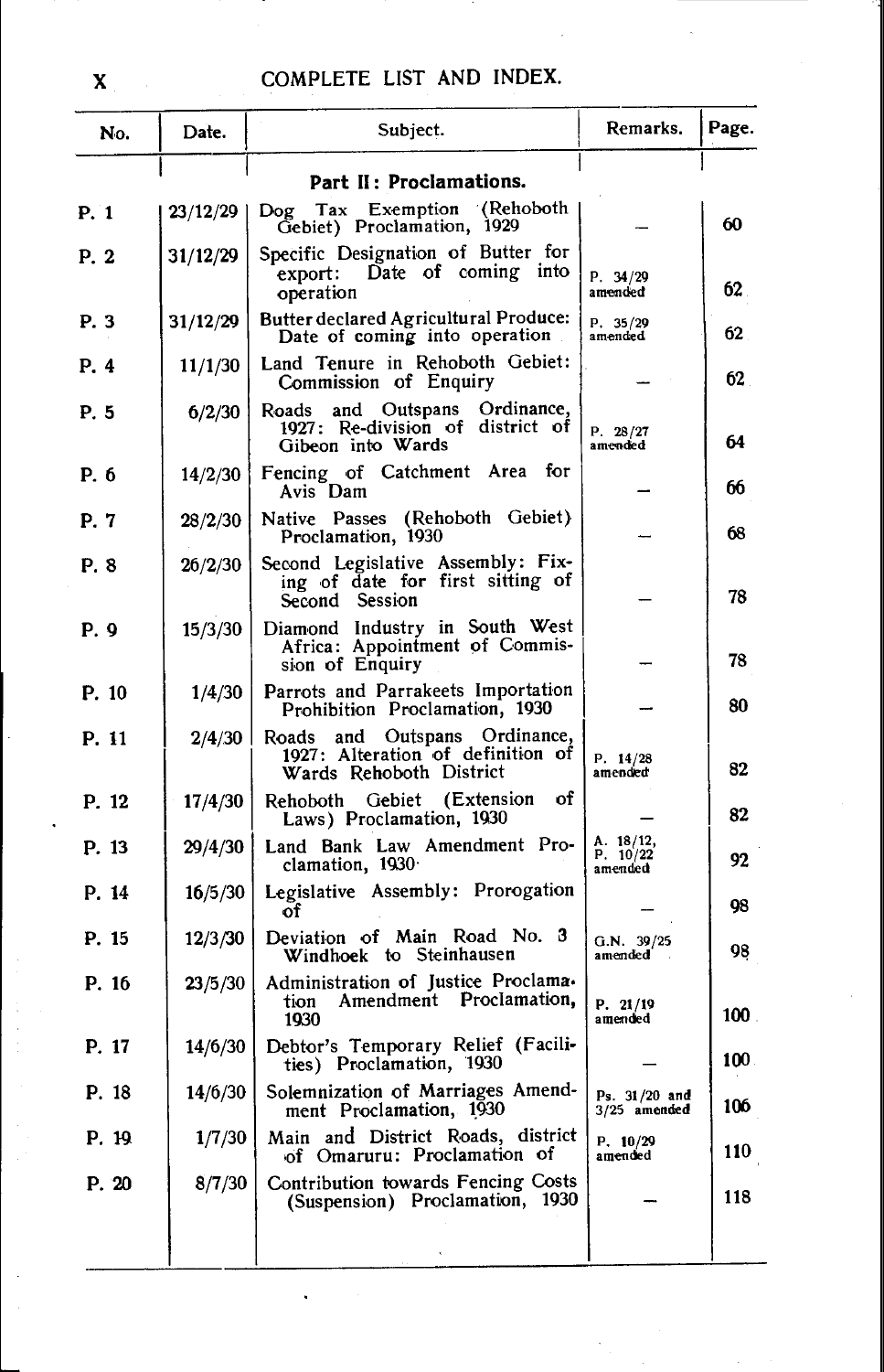## COMPLETE LIST AND INDEX.

| No. | Date. | Subject. | Remarks. | Page. |
|---|---|---|---|---|
| | | **Part II: Proclamations.** | | |
| P. 1 | 23/12/29 | Dog Tax Exemption (Rehoboth Gebiet) Proclamation, 1929 | — | 60 |
| P. 2 | 31/12/29 | Specific Designation of Butter for export: Date of coming into operation | P. 34/29 amended | 62 |
| P. 3 | 31/12/29 | Butter declared Agricultural Produce: Date of coming into operation | P. 35/29 amended | 62 |
| P. 4 | 11/1/30 | Land Tenure in Rehoboth Gebiet: Commission of Enquiry | — | 62 |
| P. 5 | 6/2/30 | Roads and Outspans Ordinance, 1927: Re-division of district of Gibeon into Wards | P. 28/27 amended | 64 |
| P. 6 | 14/2/30 | Fencing of Catchment Area for Avis Dam | — | 66 |
| P. 7 | 28/2/30 | Native Passes (Rehoboth Gebiet) Proclamation, 1930 | — | 68 |
| P. 8 | 26/2/30 | Second Legislative Assembly: Fixing of date for first sitting of Second Session | — | 78 |
| P. 9 | 15/3/30 | Diamond Industry in South West Africa: Appointment of Commission of Enquiry | — | 78 |
| P. 10 | 1/4/30 | Parrots and Parrakeets Importation Prohibition Proclamation, 1930 | — | 80 |
| P. 11 | 2/4/30 | Roads and Outspans Ordinance, 1927: Alteration of definition of Wards Rehoboth District | P. 14/28 amended | 82 |
| P. 12 | 17/4/30 | Rehoboth Gebiet (Extension of Laws) Proclamation, 1930 | — | 82 |
| P. 13 | 29/4/30 | Land Bank Law Amendment Proclamation, 1930 | A. 18/12, P. 10/22 amended | 92 |
| P. 14 | 16/5/30 | Legislative Assembly: Prorogation of | — | 98 |
| P. 15 | 12/3/30 | Deviation of Main Road No. 3 Windhoek to Steinhausen | G.N. 39/25 amended | 98 |
| P. 16 | 23/5/30 | Administration of Justice Proclamation Amendment Proclamation, 1930 | P. 21/19 amended | 100 |
| P. 17 | 14/6/30 | Debtor's Temporary Relief (Facilities) Proclamation, 1930 | — | 100 |
| P. 18 | 14/6/30 | Solemnization of Marriages Amendment Proclamation, 1930 | Ps. 31/20 and 3/25 amended | 106 |
| P. 19 | 1/7/30 | Main and District Roads, district of Omaruru: Proclamation of | P. 10/29 amended | 110 |
| P. 20 | 8/7/30 | Contribution towards Fencing Costs (Suspension) Proclamation, 1930 | — | 118 |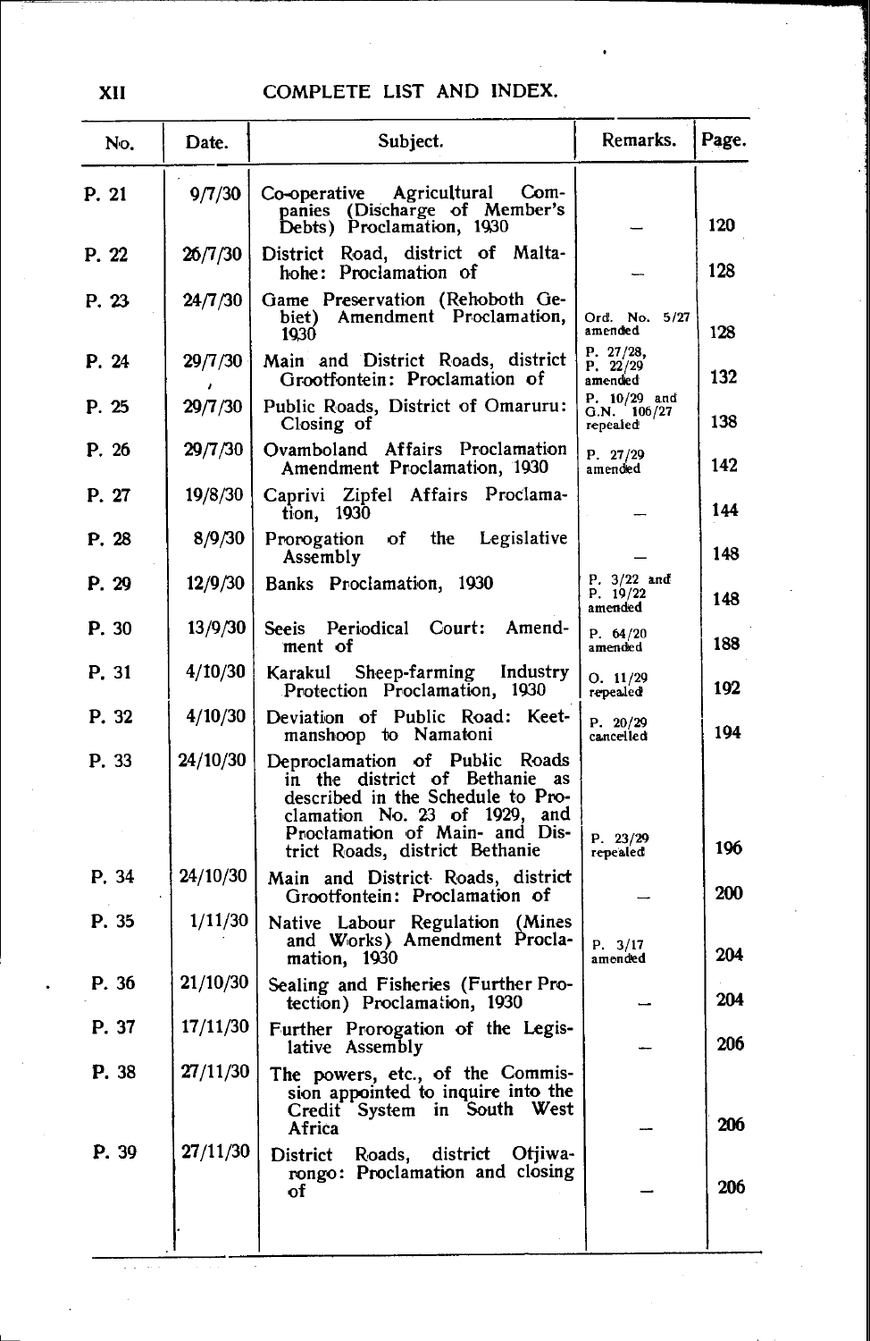## COMPLETE LIST AND INDEX.

| No. | Date. | Subject. | Remarks. | Page. |
|---|---|---|---|---|
| P. 21 | 9/7/30 | Co-operative Agricultural Companies (Discharge of Member's Debts) Proclamation, 1930 | — | 120 |
| P. 22 | 26/7/30 | District Road, district of Maltahohe: Proclamation of | — | 128 |
| P. 23 | 24/7/30 | Game Preservation (Rehoboth Gebiet) Amendment Proclamation, 1930 | Ord. No. 5/27 amended | 128 |
| P. 24 | 29/7/30 | Main and District Roads, district Grootfontein: Proclamation of | P. 27/28, P. 22/29 amended | 132 |
| P. 25 | 29/7/30 | Public Roads, District of Omaruru: Closing of | P. 10/29 and G.N. 106/27 repealed | 138 |
| P. 26 | 29/7/30 | Ovamboland Affairs Proclamation Amendment Proclamation, 1930 | P. 27/29 amended | 142 |
| P. 27 | 19/8/30 | Caprivi Zipfel Affairs Proclamation, 1930 | — | 144 |
| P. 28 | 8/9/30 | Prorogation of the Legislative Assembly | — | 148 |
| P. 29 | 12/9/30 | Banks Proclamation, 1930 | P. 3/22 and P. 19/22 amended | 148 |
| P. 30 | 13/9/30 | Seeis Periodical Court: Amendment of | P. 64/20 amended | 188 |
| P. 31 | 4/10/30 | Karakul Sheep-farming Industry Protection Proclamation, 1930 | O. 11/29 repealed | 192 |
| P. 32 | 4/10/30 | Deviation of Public Road: Keetmanshoop to Namatoni | P. 20/29 cancelled | 194 |
| P. 33 | 24/10/30 | Deproclamation of Public Roads in the district of Bethanie as described in the Schedule to Proclamation No. 23 of 1929, and Proclamation of Main- and District Roads, district Bethanie | P. 23/29 repealed | 196 |
| P. 34 | 24/10/30 | Main and District Roads, district Grootfontein: Proclamation of | — | 200 |
| P. 35 | 1/11/30 | Native Labour Regulation (Mines and Works) Amendment Proclamation, 1930 | P. 3/17 amended | 204 |
| P. 36 | 21/10/30 | Sealing and Fisheries (Further Protection) Proclamation, 1930 | — | 204 |
| P. 37 | 17/11/30 | Further Prorogation of the Legislative Assembly | — | 206 |
| P. 38 | 27/11/30 | The powers, etc., of the Commission appointed to inquire into the Credit System in South West Africa | — | 206 |
| P. 39 | 27/11/30 | District Roads, district Otjiwarongo: Proclamation and closing of | — | 206 |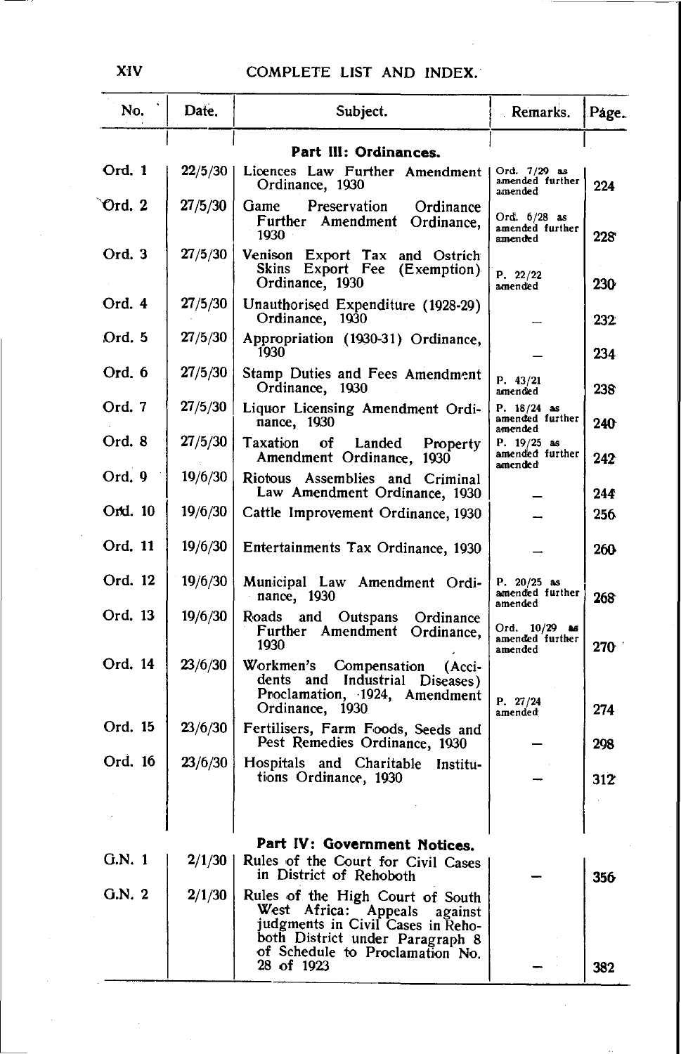## COMPLETE LIST AND INDEX.

| No. | Date. | Subject. | Remarks. | Page. |
|---|---|---|---|---|
| | | **Part III: Ordinances.** | | |
| Ord. 1 | 22/5/30 | Licences Law Further Amendment Ordinance, 1930 | Ord. 7/29 as amended further amended | 224 |
| Ord. 2 | 27/5/30 | Game Preservation Ordinance Further Amendment Ordinance, 1930 | Ord. 6/28 as amended further amended | 228 |
| Ord. 3 | 27/5/30 | Venison Export Tax and Ostrich Skins Export Fee (Exemption) Ordinance, 1930 | P. 22/22 amended | 230 |
| Ord. 4 | 27/5/30 | Unauthorised Expenditure (1928-29) Ordinance, 1930 | — | 232 |
| Ord. 5 | 27/5/30 | Appropriation (1930-31) Ordinance, 1930 | — | 234 |
| Ord. 6 | 27/5/30 | Stamp Duties and Fees Amendment Ordinance, 1930 | P. 43/21 amended | 238 |
| Ord. 7 | 27/5/30 | Liquor Licensing Amendment Ordinance, 1930 | P. 18/24 as amended further amended | 240 |
| Ord. 8 | 27/5/30 | Taxation of Landed Property Amendment Ordinance, 1930 | P. 19/25 as amended further amended | 242 |
| Ord. 9 | 19/6/30 | Riotous Assemblies and Criminal Law Amendment Ordinance, 1930 | — | 244 |
| Ord. 10 | 19/6/30 | Cattle Improvement Ordinance, 1930 | — | 256 |
| Ord. 11 | 19/6/30 | Entertainments Tax Ordinance, 1930 | — | 260 |
| Ord. 12 | 19/6/30 | Municipal Law Amendment Ordinance, 1930 | P. 20/25 as amended further amended | 268 |
| Ord. 13 | 19/6/30 | Roads and Outspans Ordinance Further Amendment Ordinance, 1930 | Ord. 10/29 as amended further amended | 270 |
| Ord. 14 | 23/6/30 | Workmen's Compensation (Accidents and Industrial Diseases) Proclamation, 1924, Amendment Ordinance, 1930 | P. 27/24 amended | 274 |
| Ord. 15 | 23/6/30 | Fertilisers, Farm Foods, Seeds and Pest Remedies Ordinance, 1930 | — | 298 |
| Ord. 16 | 23/6/30 | Hospitals and Charitable Institutions Ordinance, 1930 | — | 312 |
| | | **Part IV: Government Notices.** | | |
| G.N. 1 | 2/1/30 | Rules of the Court for Civil Cases in District of Rehoboth | — | 356 |
| G.N. 2 | 2/1/30 | Rules of the High Court of South West Africa: Appeals against judgments in Civil Cases in Rehoboth District under Paragraph 8 of Schedule to Proclamation No. 28 of 1923 | — | 382 |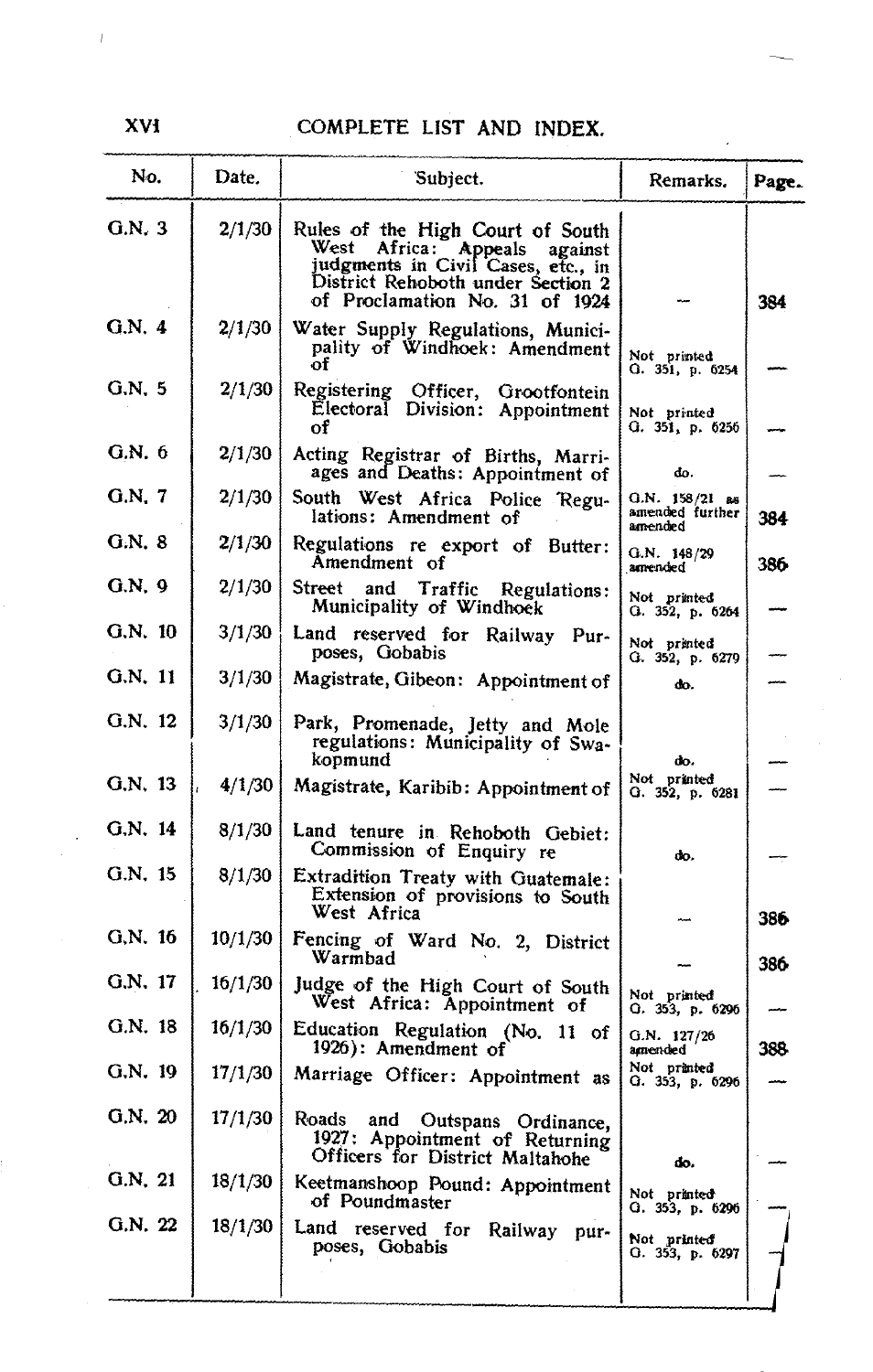## COMPLETE LIST AND INDEX.

| No. | Date. | Subject. | Remarks. | Page. |
|---|---|---|---|---|
| G.N. 3 | 2/1/30 | Rules of the High Court of South West Africa: Appeals against judgments in Civil Cases, etc., in District Rehoboth under Section 2 of Proclamation No. 31 of 1924 | — | 384 |
| G.N. 4 | 2/1/30 | Water Supply Regulations, Municipality of Windhoek: Amendment of | Not printed G. 351, p. 6254 | — |
| G.N. 5 | 2/1/30 | Registering Officer, Grootfontein Electoral Division: Appointment of | Not printed G. 351, p. 6256 | — |
| G.N. 6 | 2/1/30 | Acting Registrar of Births, Marriages and Deaths: Appointment of | do. | — |
| G.N. 7 | 2/1/30 | South West Africa Police Regulations: Amendment of | G.N. 158/21 as amended further amended | 384 |
| G.N. 8 | 2/1/30 | Regulations re export of Butter: Amendment of | G.N. 148/29 amended | 386 |
| G.N. 9 | 2/1/30 | Street and Traffic Regulations: Municipality of Windhoek | Not printed G. 352, p. 6264 | — |
| G.N. 10 | 3/1/30 | Land reserved for Railway Purposes, Gobabis | Not printed G. 352, p. 6279 | — |
| G.N. 11 | 3/1/30 | Magistrate, Gibeon: Appointment of | do. | — |
| G.N. 12 | 3/1/30 | Park, Promenade, Jetty and Mole regulations: Municipality of Swakopmund | do. | — |
| G.N. 13 | 4/1/30 | Magistrate, Karibib: Appointment of | Not printed G. 352, p. 6281 | — |
| G.N. 14 | 8/1/30 | Land tenure in Rehoboth Gebiet: Commission of Enquiry re | do. | — |
| G.N. 15 | 8/1/30 | Extradition Treaty with Guatemale: Extension of provisions to South West Africa | — | 386 |
| G.N. 16 | 10/1/30 | Fencing of Ward No. 2, District Warmbad | — | 386 |
| G.N. 17 | 16/1/30 | Judge of the High Court of South West Africa: Appointment of | Not printed G. 353, p. 6296 | — |
| G.N. 18 | 16/1/30 | Education Regulation (No. 11 of 1926): Amendment of | G.N. 127/26 amended | 388 |
| G.N. 19 | 17/1/30 | Marriage Officer: Appointment as | Not printed G. 353, p. 6296 | — |
| G.N. 20 | 17/1/30 | Roads and Outspans Ordinance, 1927: Appointment of Returning Officers for District Maltahohe | do. | — |
| G.N. 21 | 18/1/30 | Keetmanshoop Pound: Appointment of Poundmaster | Not printed G. 353, p. 6296 | — |
| G.N. 22 | 18/1/30 | Land reserved for Railway purposes, Gobabis | Not printed G. 353, p. 6297 | — |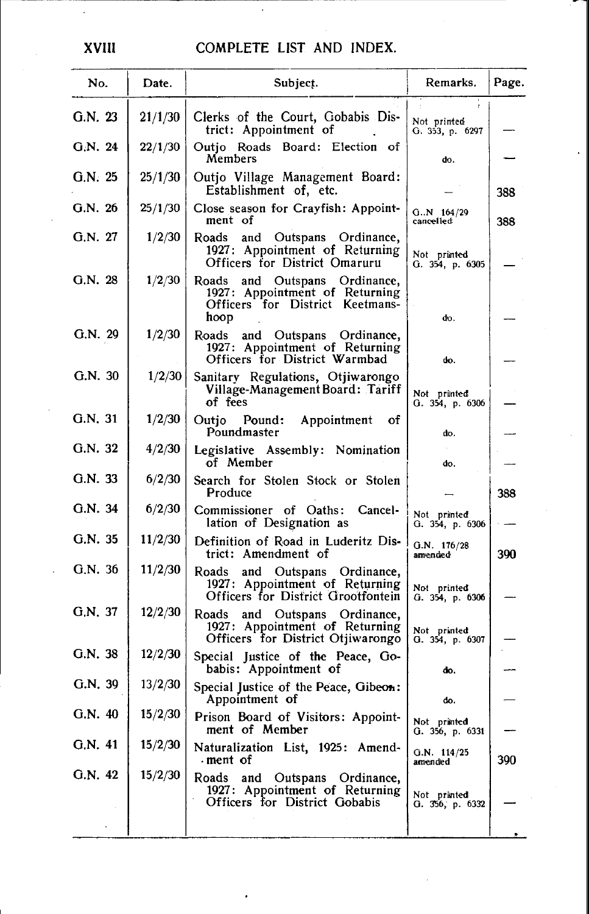## COMPLETE LIST AND INDEX.

| No. | Date. | Subject. | Remarks. | Page. |
|---|---|---|---|---|
| G.N. 23 | 21/1/30 | Clerks of the Court, Gobabis District: Appointment of | Not printed G. 353, p. 6297 | — |
| G.N. 24 | 22/1/30 | Outjo Roads Board: Election of Members | do. | — |
| G.N. 25 | 25/1/30 | Outjo Village Management Board: Establishment of, etc. | — | 388 |
| G.N. 26 | 25/1/30 | Close season for Crayfish: Appointment of | G..N 164/29 cancelled | 388 |
| G.N. 27 | 1/2/30 | Roads and Outspans Ordinance, 1927: Appointment of Returning Officers for District Omaruru | Not printed G. 354, p. 6305 | — |
| G.N. 28 | 1/2/30 | Roads and Outspans Ordinance, 1927: Appointment of Returning Officers for District Keetmanshoop | do. | — |
| G.N. 29 | 1/2/30 | Roads and Outspans Ordinance, 1927: Appointment of Returning Officers for District Warmbad | do. | — |
| G.N. 30 | 1/2/30 | Sanitary Regulations, Otjiwarongo Village-Management Board: Tariff of fees | Not printed G. 354, p. 6306 | — |
| G.N. 31 | 1/2/30 | Outjo Pound: Appointment of Poundmaster | do. | — |
| G.N. 32 | 4/2/30 | Legislative Assembly: Nomination of Member | do. | — |
| G.N. 33 | 6/2/30 | Search for Stolen Stock or Stolen Produce | — | 388 |
| G.N. 34 | 6/2/30 | Commissioner of Oaths: Cancellation of Designation as | Not printed G. 354, p. 6306 | — |
| G.N. 35 | 11/2/30 | Definition of Road in Luderitz District: Amendment of | G.N. 176/28 amended | 390 |
| G.N. 36 | 11/2/30 | Roads and Outspans Ordinance, 1927: Appointment of Returning Officers for District Grootfontein | Not printed G. 354, p. 6306 | — |
| G.N. 37 | 12/2/30 | Roads and Outspans Ordinance, 1927: Appointment of Returning Officers for District Otjiwarongo | Not printed G. 354, p. 6307 | — |
| G.N. 38 | 12/2/30 | Special Justice of the Peace, Gobabis: Appointment of | do. | — |
| G.N. 39 | 13/2/30 | Special Justice of the Peace, Gibeon: Appointment of | do. | — |
| G.N. 40 | 15/2/30 | Prison Board of Visitors: Appointment of Member | Not printed G. 356, p. 6331 | — |
| G.N. 41 | 15/2/30 | Naturalization List, 1925: Amendment of | G.N. 114/25 amended | 390 |
| G.N. 42 | 15/2/30 | Roads and Outspans Ordinance, 1927: Appointment of Returning Officers for District Gobabis | Not printed G. 356, p. 6332 | — |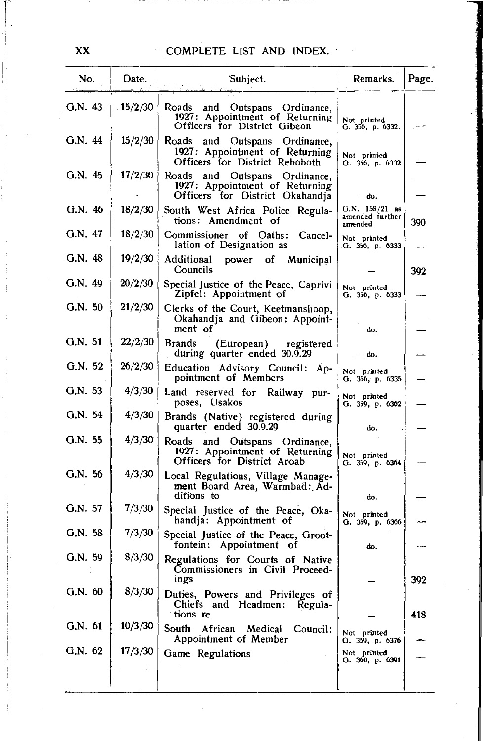| No. | Date. | Subject. | Remarks. | Page. |
|---|---|---|---|---|
| G.N. 43 | 15/2/30 | Roads and Outspans Ordinance, 1927: Appointment of Returning Officers for District Gibeon | Not printed G. 356, p. 6332. | — |
| G.N. 44 | 15/2/30 | Roads and Outspans Ordinance, 1927: Appointment of Returning Officers for District Rehoboth | Not printed G. 356, p. 6332 | — |
| G.N. 45 | 17/2/30 | Roads and Outspans Ordinance, 1927: Appointment of Returning Officers for District Okahandja | do. | — |
| G.N. 46 | 18/2/30 | South West Africa Police Regulations: Amendment of | G.N. 158/21 as amended further amended | 390 |
| G.N. 47 | 18/2/30 | Commissioner of Oaths: Cancellation of Designation as | Not printed G. 356, p. 6333 | — |
| G.N. 48 | 19/2/30 | Additional power of Municipal Councils | — | 392 |
| G.N. 49 | 20/2/30 | Special Justice of the Peace, Caprivi Zipfel: Appointment of | Not printed G. 356, p. 6333 | — |
| G.N. 50 | 21/2/30 | Clerks of the Court, Keetmanshoop, Okahandja and Gibeon: Appointment of | do. | — |
| G.N. 51 | 22/2/30 | Brands (European) registered during quarter ended 30.9.29 | do. | — |
| G.N. 52 | 26/2/30 | Education Advisory Council: Appointment of Members | Not printed G. 356, p. 6335 | — |
| G.N. 53 | 4/3/30 | Land reserved for Railway purposes, Usakos | Not printed G. 359, p. 6362 | — |
| G.N. 54 | 4/3/30 | Brands (Native) registered during quarter ended 30.9.29 | do. | — |
| G.N. 55 | 4/3/30 | Roads and Outspans Ordinance, 1927: Appointment of Returning Officers for District Aroab | Not printed G. 359, p. 6364 | — |
| G.N. 56 | 4/3/30 | Local Regulations, Village Management Board Area, Warmbad: Additions to | do. | — |
| G.N. 57 | 7/3/30 | Special Justice of the Peace, Okahandja: Appointment of | Not printed G. 359, p. 6366 | — |
| G.N. 58 | 7/3/30 | Special Justice of the Peace, Grootfontein: Appointment of | do. | — |
| G.N. 59 | 8/3/30 | Regulations for Courts of Native Commissioners in Civil Proceedings | — | 392 |
| G.N. 60 | 8/3/30 | Duties, Powers and Privileges of Chiefs and Headmen: Regulations re | — | 418 |
| G.N. 61 | 10/3/30 | South African Medical Council: Appointment of Member | Not printed G. 359, p. 6376 | — |
| G.N. 62 | 17/3/30 | Game Regulations | Not printed G. 360, p. 6391 | — |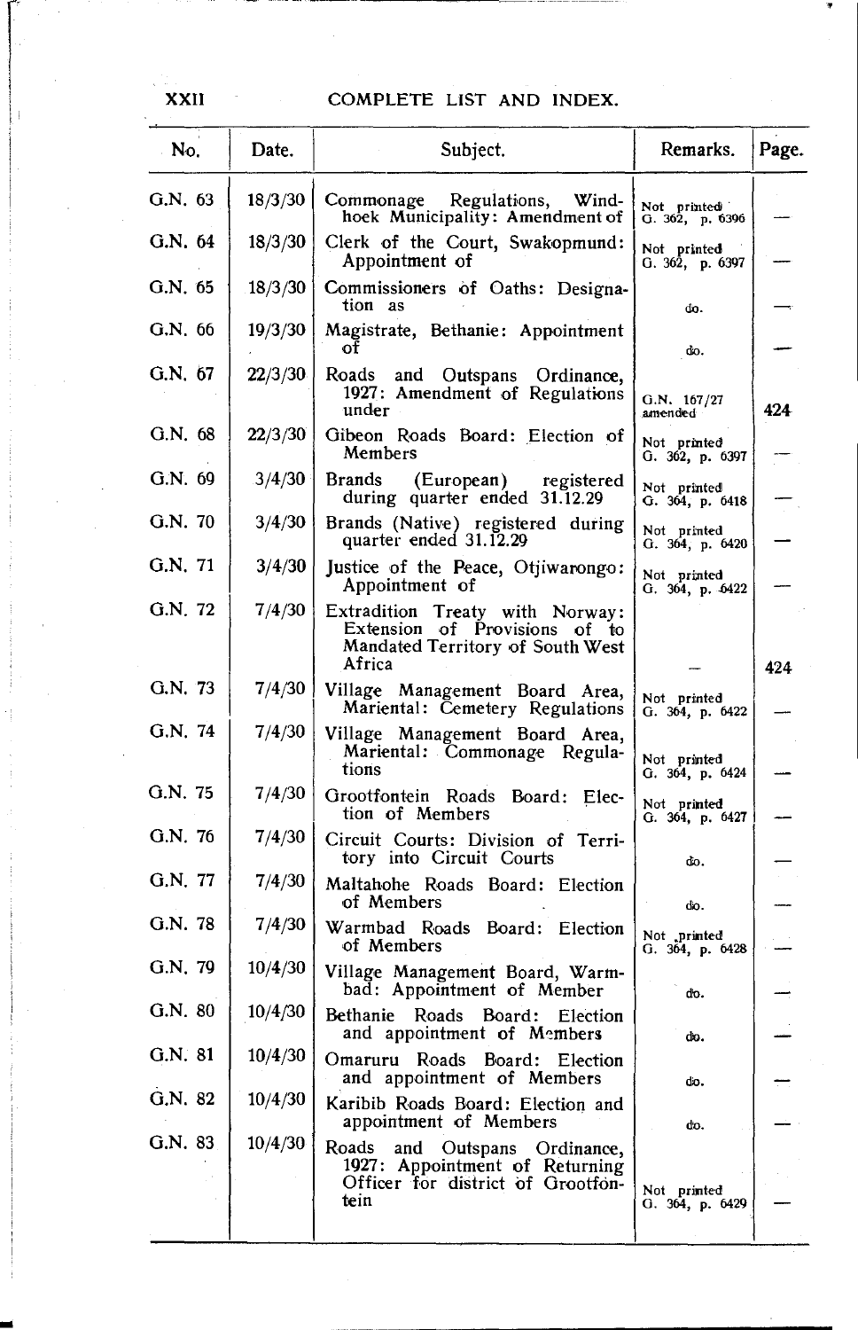# COMPLETE LIST AND INDEX.

| No. | Date. | Subject. | Remarks. | Page. |
|---|---|---|---|---|
| G.N. 63 | 18/3/30 | Commonage Regulations, Windhoek Municipality: Amendment of | Not printed G. 362, p. 6396 | — |
| G.N. 64 | 18/3/30 | Clerk of the Court, Swakopmund: Appointment of | Not printed G. 362, p. 6397 | — |
| G.N. 65 | 18/3/30 | Commissioners of Oaths: Designation as | do. | — |
| G.N. 66 | 19/3/30 | Magistrate, Bethanie: Appointment of | do. | — |
| G.N. 67 | 22/3/30 | Roads and Outspans Ordinance, 1927: Amendment of Regulations under | G.N. 167/27 amended | 424 |
| G.N. 68 | 22/3/30 | Gibeon Roads Board: Election of Members | Not printed G. 362, p. 6397 | — |
| G.N. 69 | 3/4/30 | Brands (European) registered during quarter ended 31.12.29 | Not printed G. 364, p. 6418 | — |
| G.N. 70 | 3/4/30 | Brands (Native) registered during quarter ended 31.12.29 | Not printed G. 364, p. 6420 | — |
| G.N. 71 | 3/4/30 | Justice of the Peace, Otjiwarongo: Appointment of | Not printed G. 364, p. 6422 | — |
| G.N. 72 | 7/4/30 | Extradition Treaty with Norway: Extension of Provisions of to Mandated Territory of South West Africa | — | 424 |
| G.N. 73 | 7/4/30 | Village Management Board Area, Mariental: Cemetery Regulations | Not printed G. 364, p. 6422 | — |
| G.N. 74 | 7/4/30 | Village Management Board Area, Mariental: Commonage Regulations | Not printed G. 364, p. 6424 | — |
| G.N. 75 | 7/4/30 | Grootfontein Roads Board: Election of Members | Not printed G. 364, p. 6427 | — |
| G.N. 76 | 7/4/30 | Circuit Courts: Division of Territory into Circuit Courts | do. | — |
| G.N. 77 | 7/4/30 | Maltahohe Roads Board: Election of Members | do. | — |
| G.N. 78 | 7/4/30 | Warmbad Roads Board: Election of Members | Not printed G. 364, p. 6428 | — |
| G.N. 79 | 10/4/30 | Village Management Board, Warmbad: Appointment of Member | do. | — |
| G.N. 80 | 10/4/30 | Bethanie Roads Board: Election and appointment of Members | do. | — |
| G.N. 81 | 10/4/30 | Omaruru Roads Board: Election and appointment of Members | do. | — |
| G.N. 82 | 10/4/30 | Karibib Roads Board: Election and appointment of Members | do. | — |
| G.N. 83 | 10/4/30 | Roads and Outspans Ordinance, 1927: Appointment of Returning Officer for district of Grootfontein | Not printed G. 364, p. 6429 | — |